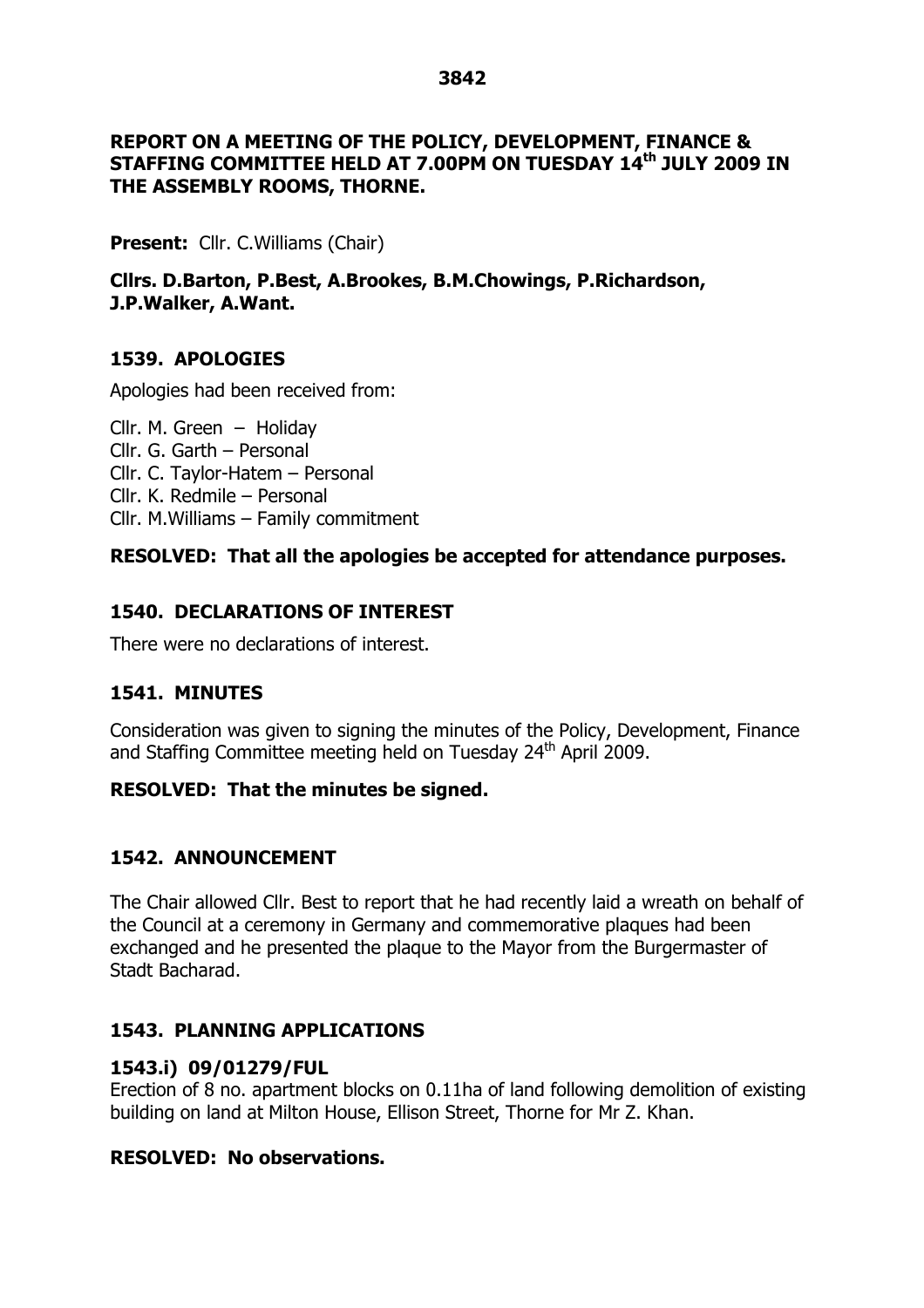**REPORT ON A MEETING OF THE POLICY, DEVELOPMENT, FINANCE & STAFFING COMMITTEE HELD AT 7.00PM ON TUESDAY 14th JULY 2009 IN THE ASSEMBLY ROOMS, THORNE.**

**Present:** Cllr. C.Williams (Chair)

**Cllrs. D.Barton, P.Best, A.Brookes, B.M.Chowings, P.Richardson, J.P.Walker, A.Want.**

## 1539. APOLOGIES

Apologies had been received from:

Cllr. M. Green – Holiday
Cllr. G. Garth – Personal
Cllr. C. Taylor-Hatem – Personal
Cllr. K. Redmile – Personal
Cllr. M.Williams – Family commitment

**RESOLVED: That all the apologies be accepted for attendance purposes.**

## 1540. DECLARATIONS OF INTEREST

There were no declarations of interest.

## 1541. MINUTES

Consideration was given to signing the minutes of the Policy, Development, Finance and Staffing Committee meeting held on Tuesday 24th April 2009.

**RESOLVED: That the minutes be signed.**

## 1542. ANNOUNCEMENT

The Chair allowed Cllr. Best to report that he had recently laid a wreath on behalf of the Council at a ceremony in Germany and commemorative plaques had been exchanged and he presented the plaque to the Mayor from the Burgermaster of Stadt Bacharad.

## 1543. PLANNING APPLICATIONS

### 1543.i) 09/01279/FUL

Erection of 8 no. apartment blocks on 0.11ha of land following demolition of existing building on land at Milton House, Ellison Street, Thorne for Mr Z. Khan.

**RESOLVED: No observations.**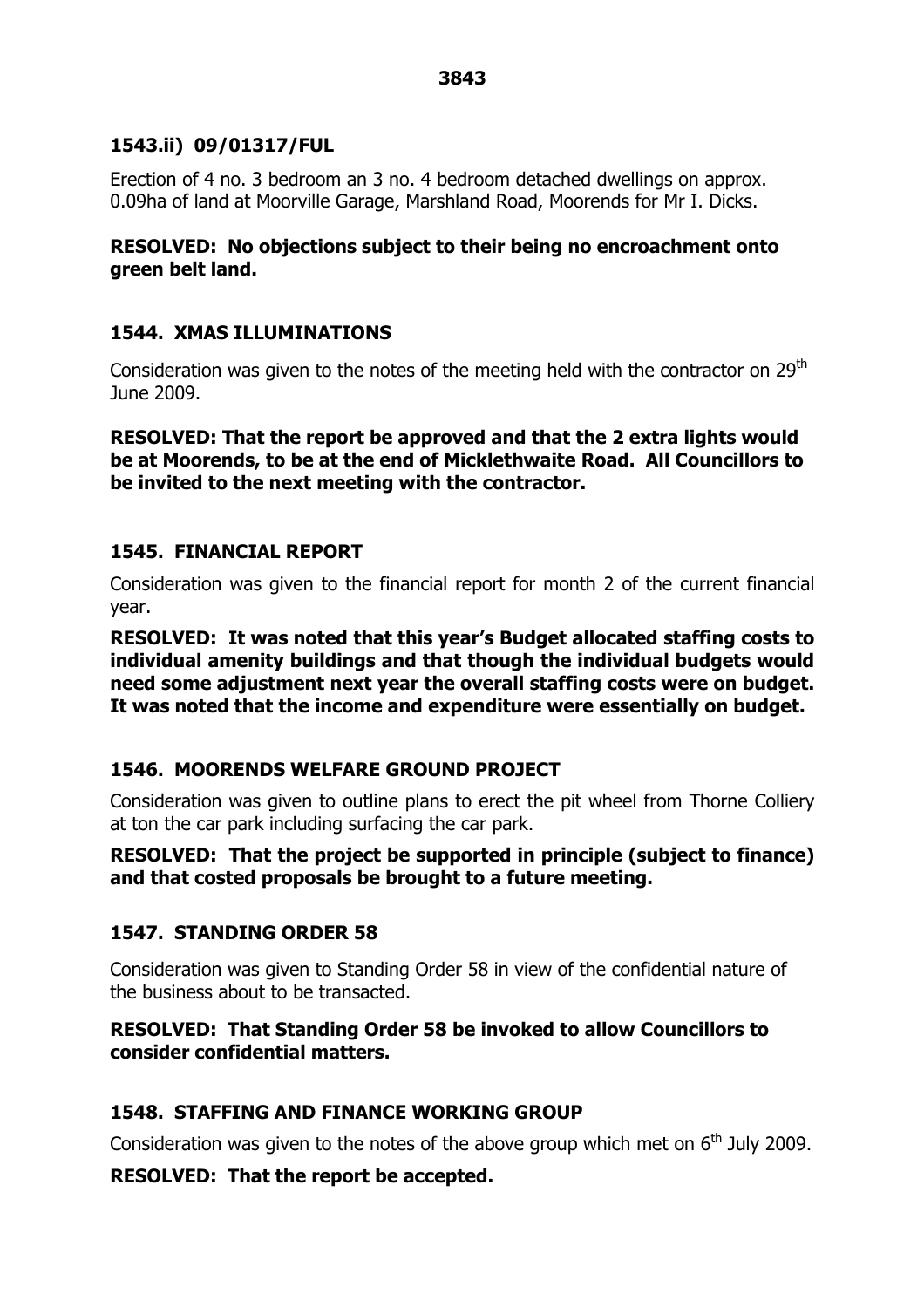### 1543.ii) 09/01317/FUL

Erection of 4 no. 3 bedroom an 3 no. 4 bedroom detached dwellings on approx. 0.09ha of land at Moorville Garage, Marshland Road, Moorends for Mr I. Dicks.

**RESOLVED: No objections subject to their being no encroachment onto green belt land.**

### 1544. XMAS ILLUMINATIONS

Consideration was given to the notes of the meeting held with the contractor on 29th June 2009.

**RESOLVED: That the report be approved and that the 2 extra lights would be at Moorends, to be at the end of Micklethwaite Road. All Councillors to be invited to the next meeting with the contractor.**

### 1545. FINANCIAL REPORT

Consideration was given to the financial report for month 2 of the current financial year.

**RESOLVED: It was noted that this year's Budget allocated staffing costs to individual amenity buildings and that though the individual budgets would need some adjustment next year the overall staffing costs were on budget. It was noted that the income and expenditure were essentially on budget.**

### 1546. MOORENDS WELFARE GROUND PROJECT

Consideration was given to outline plans to erect the pit wheel from Thorne Colliery at ton the car park including surfacing the car park.

**RESOLVED: That the project be supported in principle (subject to finance) and that costed proposals be brought to a future meeting.**

### 1547. STANDING ORDER 58

Consideration was given to Standing Order 58 in view of the confidential nature of the business about to be transacted.

**RESOLVED: That Standing Order 58 be invoked to allow Councillors to consider confidential matters.**

### 1548. STAFFING AND FINANCE WORKING GROUP

Consideration was given to the notes of the above group which met on 6th July 2009.

**RESOLVED: That the report be accepted.**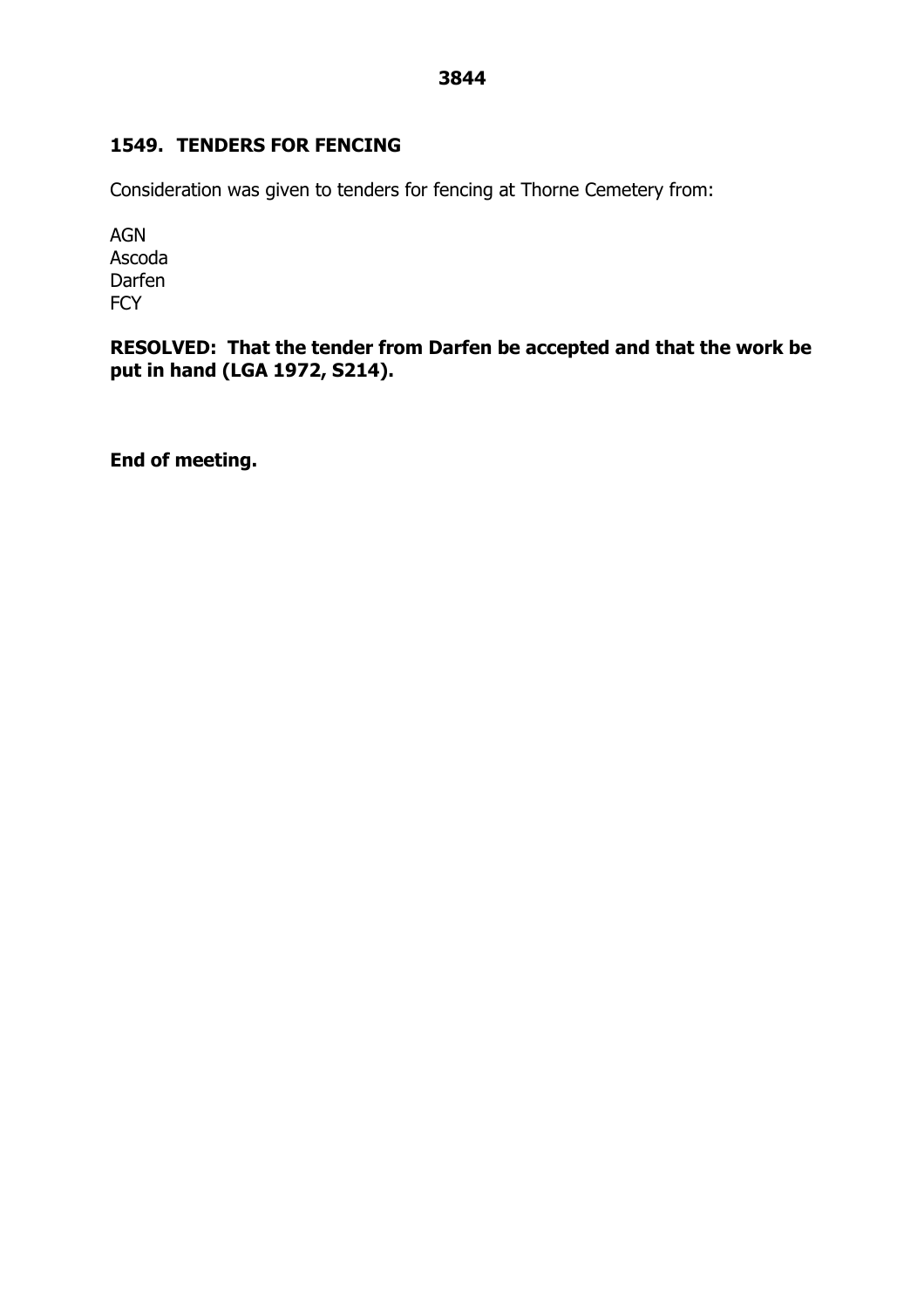## 1549. TENDERS FOR FENCING

Consideration was given to tenders for fencing at Thorne Cemetery from:

AGN
Ascoda
Darfen
FCY

**RESOLVED: That the tender from Darfen be accepted and that the work be put in hand (LGA 1972, S214).**

**End of meeting.**